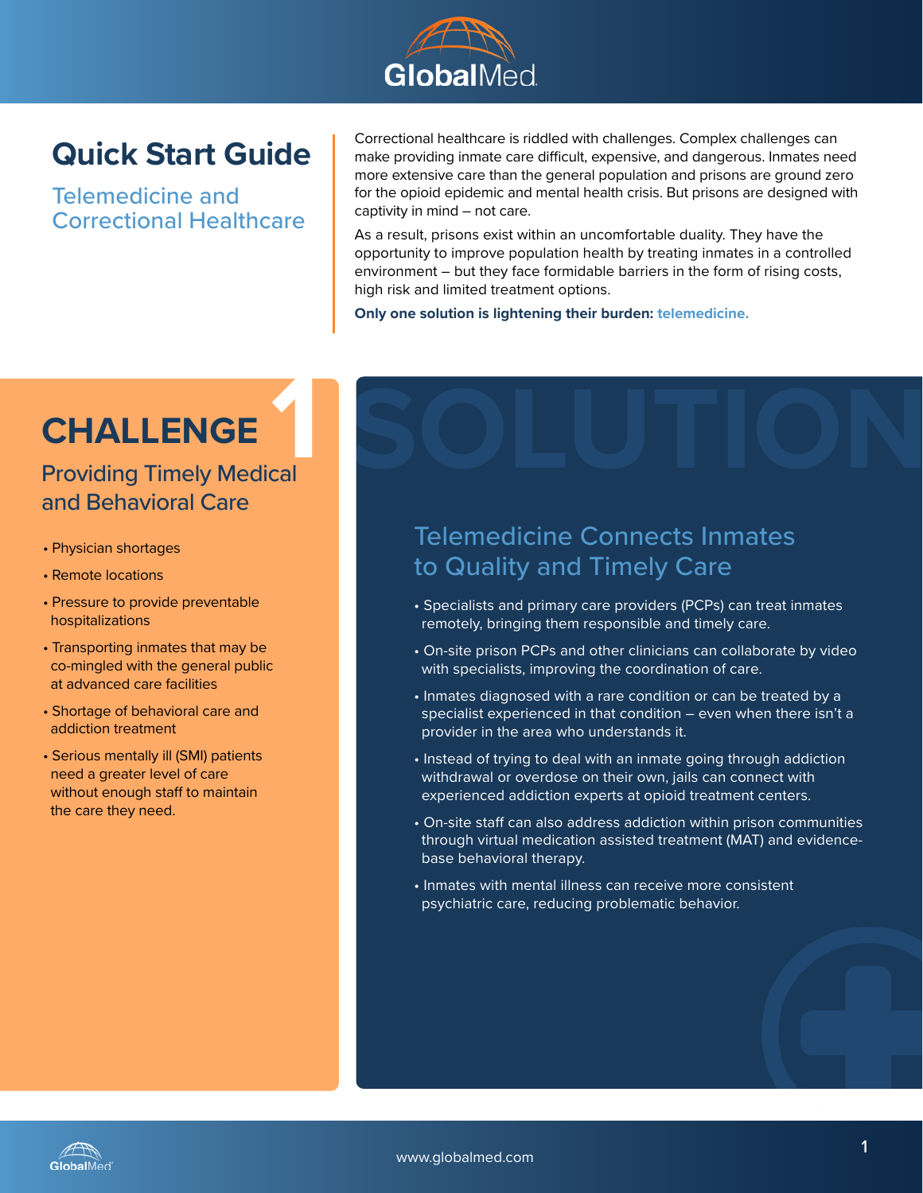# Quick Start Guide

## Telemedicine and Correctional Healthcare

Correctional healthcare is riddled with challenges. Complex challenges can make providing inmate care difficult, expensive, and dangerous. Inmates need more extensive care than the general population and prisons are ground zero for the opioid epidemic and mental health crisis. But prisons are designed with captivity in mind – not care.

As a result, prisons exist within an uncomfortable duality. They have the opportunity to improve population health by treating inmates in a controlled environment – but they face formidable barriers in the form of rising costs, high risk and limited treatment options.

**Only one solution is lightening their burden: telemedicine.**

## CHALLENGE 1

### Providing Timely Medical and Behavioral Care

- Physician shortages
- Remote locations
- Pressure to provide preventable hospitalizations
- Transporting inmates that may be co-mingled with the general public at advanced care facilities
- Shortage of behavioral care and addiction treatment
- Serious mentally ill (SMI) patients need a greater level of care without enough staff to maintain the care they need.

## SOLUTION

### Telemedicine Connects Inmates to Quality and Timely Care

- Specialists and primary care providers (PCPs) can treat inmates remotely, bringing them responsible and timely care.
- On-site prison PCPs and other clinicians can collaborate by video with specialists, improving the coordination of care.
- Inmates diagnosed with a rare condition or can be treated by a specialist experienced in that condition – even when there isn't a provider in the area who understands it.
- Instead of trying to deal with an inmate going through addiction withdrawal or overdose on their own, jails can connect with experienced addiction experts at opioid treatment centers.
- On-site staff can also address addiction within prison communities through virtual medication assisted treatment (MAT) and evidence-base behavioral therapy.
- Inmates with mental illness can receive more consistent psychiatric care, reducing problematic behavior.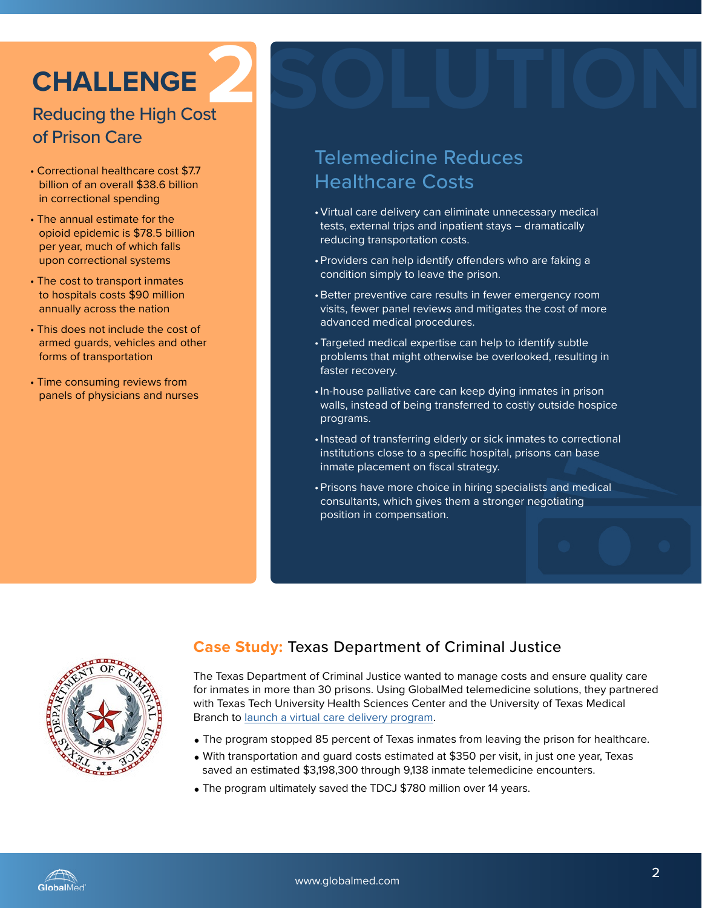# CHALLENGE 2

## Reducing the High Cost of Prison Care

- Correctional healthcare cost $7.7 billion of an overall $38.6 billion in correctional spending
- The annual estimate for the opioid epidemic is $78.5 billion per year, much of which falls upon correctional systems
- The cost to transport inmates to hospitals costs $90 million annually across the nation
- This does not include the cost of armed guards, vehicles and other forms of transportation
- Time consuming reviews from panels of physicians and nurses

# SOLUTION

## Telemedicine Reduces Healthcare Costs

- Virtual care delivery can eliminate unnecessary medical tests, external trips and inpatient stays – dramatically reducing transportation costs.
- Providers can help identify offenders who are faking a condition simply to leave the prison.
- Better preventive care results in fewer emergency room visits, fewer panel reviews and mitigates the cost of more advanced medical procedures.
- Targeted medical expertise can help to identify subtle problems that might otherwise be overlooked, resulting in faster recovery.
- In-house palliative care can keep dying inmates in prison walls, instead of being transferred to costly outside hospice programs.
- Instead of transferring elderly or sick inmates to correctional institutions close to a specific hospital, prisons can base inmate placement on fiscal strategy.
- Prisons have more choice in hiring specialists and medical consultants, which gives them a stronger negotiating position in compensation.

## Case Study: Texas Department of Criminal Justice

The Texas Department of Criminal Justice wanted to manage costs and ensure quality care for inmates in more than 30 prisons. Using GlobalMed telemedicine solutions, they partnered with Texas Tech University Health Sciences Center and the University of Texas Medical Branch to launch a virtual care delivery program.

- The program stopped 85 percent of Texas inmates from leaving the prison for healthcare.
- With transportation and guard costs estimated at $350 per visit, in just one year, Texas saved an estimated $3,198,300 through 9,138 inmate telemedicine encounters.
- The program ultimately saved the TDCJ $780 million over 14 years.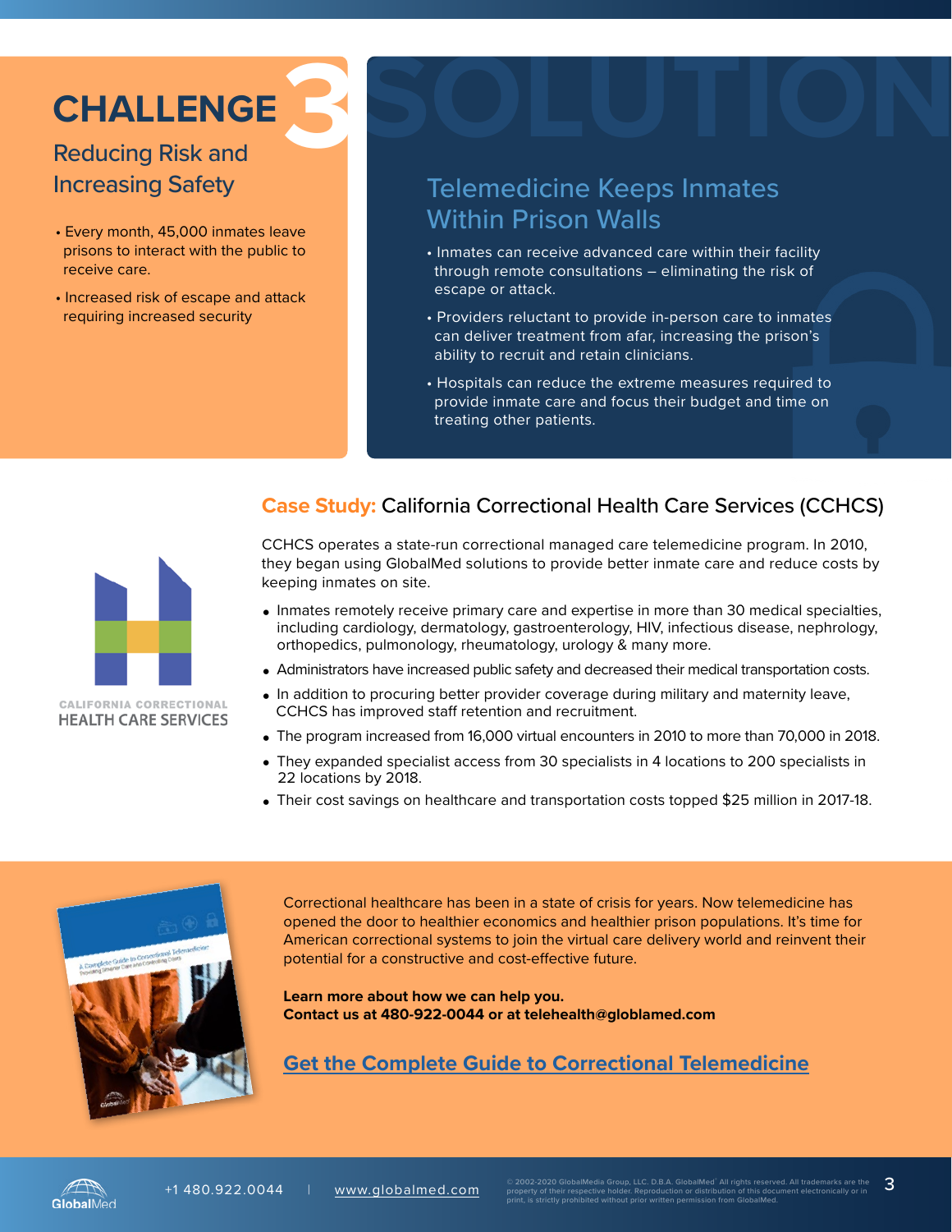# CHALLENGE 3

## Reducing Risk and Increasing Safety

- Every month, 45,000 inmates leave prisons to interact with the public to receive care.
- Increased risk of escape and attack requiring increased security

# SOLUTION

## Telemedicine Keeps Inmates Within Prison Walls

- Inmates can receive advanced care within their facility through remote consultations – eliminating the risk of escape or attack.
- Providers reluctant to provide in-person care to inmates can deliver treatment from afar, increasing the prison's ability to recruit and retain clinicians.
- Hospitals can reduce the extreme measures required to provide inmate care and focus their budget and time on treating other patients.

CALIFORNIA CORRECTIONAL HEALTH CARE SERVICES

## Case Study: California Correctional Health Care Services (CCHCS)

CCHCS operates a state-run correctional managed care telemedicine program. In 2010, they began using GlobalMed solutions to provide better inmate care and reduce costs by keeping inmates on site.

- Inmates remotely receive primary care and expertise in more than 30 medical specialties, including cardiology, dermatology, gastroenterology, HIV, infectious disease, nephrology, orthopedics, pulmonology, rheumatology, urology & many more.
- Administrators have increased public safety and decreased their medical transportation costs.
- In addition to procuring better provider coverage during military and maternity leave, CCHCS has improved staff retention and recruitment.
- The program increased from 16,000 virtual encounters in 2010 to more than 70,000 in 2018.
- They expanded specialist access from 30 specialists in 4 locations to 200 specialists in 22 locations by 2018.
- Their cost savings on healthcare and transportation costs topped $25 million in 2017-18.

Correctional healthcare has been in a state of crisis for years. Now telemedicine has opened the door to healthier economics and healthier prison populations. It's time for American correctional systems to join the virtual care delivery world and reinvent their potential for a constructive and cost-effective future.

**Learn more about how we can help you.**
**Contact us at 480-922-0044 or at telehealth@globlamed.com**

[Get the Complete Guide to Correctional Telemedicine]

+1 480.922.0044 | www.globalmed.com

© 2002-2020 GlobalMedia Group, LLC. D.B.A. GlobalMed® All rights reserved. All trademarks are the property of their respective holder. Reproduction or distribution of this document electronically or in print, is strictly prohibited without prior written permission from GlobalMed.